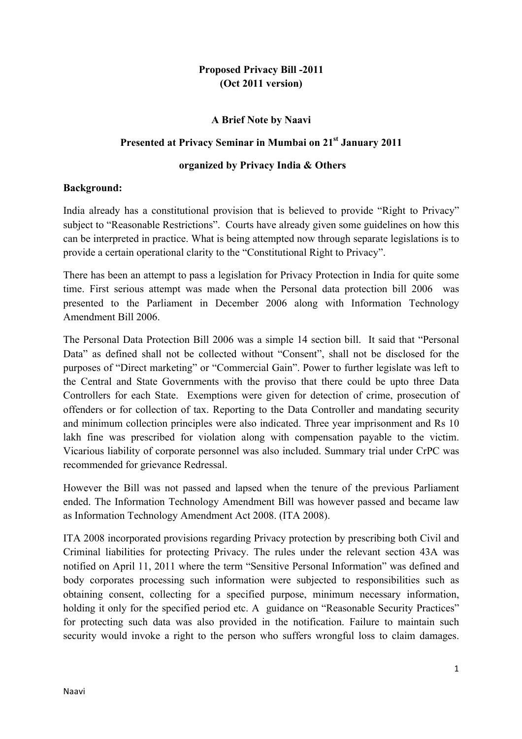**Proposed Privacy Bill -2011**
**(Oct 2011 version)**

**A Brief Note by Naavi**

**Presented at Privacy Seminar in Mumbai on 21st January 2011**

**organized by Privacy India & Others**

**Background:**

India already has a constitutional provision that is believed to provide "Right to Privacy" subject to "Reasonable Restrictions". Courts have already given some guidelines on how this can be interpreted in practice. What is being attempted now through separate legislations is to provide a certain operational clarity to the "Constitutional Right to Privacy".

There has been an attempt to pass a legislation for Privacy Protection in India for quite some time. First serious attempt was made when the Personal data protection bill 2006 was presented to the Parliament in December 2006 along with Information Technology Amendment Bill 2006.

The Personal Data Protection Bill 2006 was a simple 14 section bill. It said that "Personal Data" as defined shall not be collected without "Consent", shall not be disclosed for the purposes of "Direct marketing" or "Commercial Gain". Power to further legislate was left to the Central and State Governments with the proviso that there could be upto three Data Controllers for each State. Exemptions were given for detection of crime, prosecution of offenders or for collection of tax. Reporting to the Data Controller and mandating security and minimum collection principles were also indicated. Three year imprisonment and Rs 10 lakh fine was prescribed for violation along with compensation payable to the victim. Vicarious liability of corporate personnel was also included. Summary trial under CrPC was recommended for grievance Redressal.

However the Bill was not passed and lapsed when the tenure of the previous Parliament ended. The Information Technology Amendment Bill was however passed and became law as Information Technology Amendment Act 2008. (ITA 2008).

ITA 2008 incorporated provisions regarding Privacy protection by prescribing both Civil and Criminal liabilities for protecting Privacy. The rules under the relevant section 43A was notified on April 11, 2011 where the term "Sensitive Personal Information" was defined and body corporates processing such information were subjected to responsibilities such as obtaining consent, collecting for a specified purpose, minimum necessary information, holding it only for the specified period etc. A guidance on "Reasonable Security Practices" for protecting such data was also provided in the notification. Failure to maintain such security would invoke a right to the person who suffers wrongful loss to claim damages.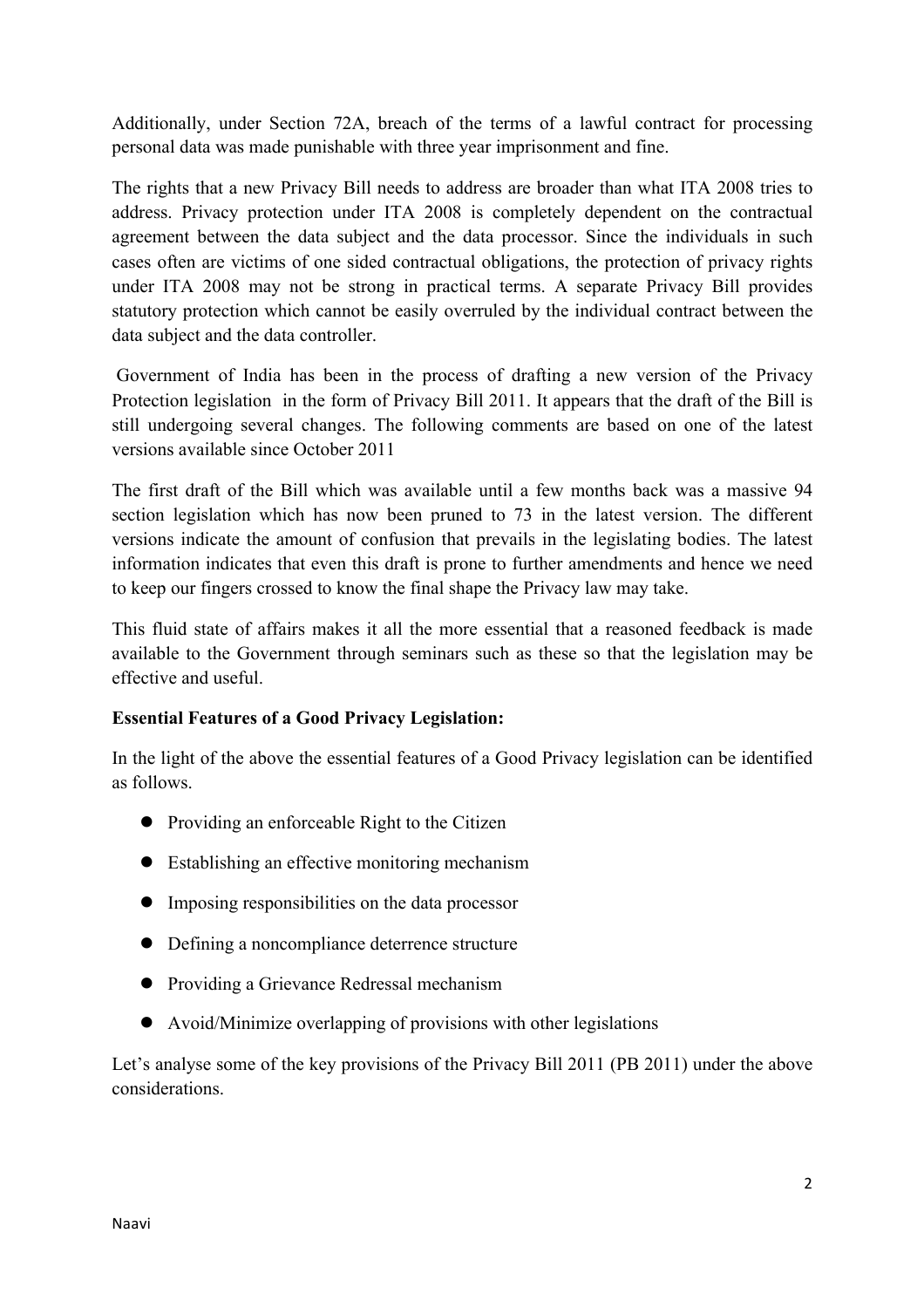Additionally, under Section 72A, breach of the terms of a lawful contract for processing personal data was made punishable with three year imprisonment and fine.

The rights that a new Privacy Bill needs to address are broader than what ITA 2008 tries to address. Privacy protection under ITA 2008 is completely dependent on the contractual agreement between the data subject and the data processor. Since the individuals in such cases often are victims of one sided contractual obligations, the protection of privacy rights under ITA 2008 may not be strong in practical terms. A separate Privacy Bill provides statutory protection which cannot be easily overruled by the individual contract between the data subject and the data controller.

Government of India has been in the process of drafting a new version of the Privacy Protection legislation in the form of Privacy Bill 2011. It appears that the draft of the Bill is still undergoing several changes. The following comments are based on one of the latest versions available since October 2011

The first draft of the Bill which was available until a few months back was a massive 94 section legislation which has now been pruned to 73 in the latest version. The different versions indicate the amount of confusion that prevails in the legislating bodies. The latest information indicates that even this draft is prone to further amendments and hence we need to keep our fingers crossed to know the final shape the Privacy law may take.

This fluid state of affairs makes it all the more essential that a reasoned feedback is made available to the Government through seminars such as these so that the legislation may be effective and useful.

**Essential Features of a Good Privacy Legislation:**

In the light of the above the essential features of a Good Privacy legislation can be identified as follows.

- Providing an enforceable Right to the Citizen
- Establishing an effective monitoring mechanism
- Imposing responsibilities on the data processor
- Defining a noncompliance deterrence structure
- Providing a Grievance Redressal mechanism
- Avoid/Minimize overlapping of provisions with other legislations

Let's analyse some of the key provisions of the Privacy Bill 2011 (PB 2011) under the above considerations.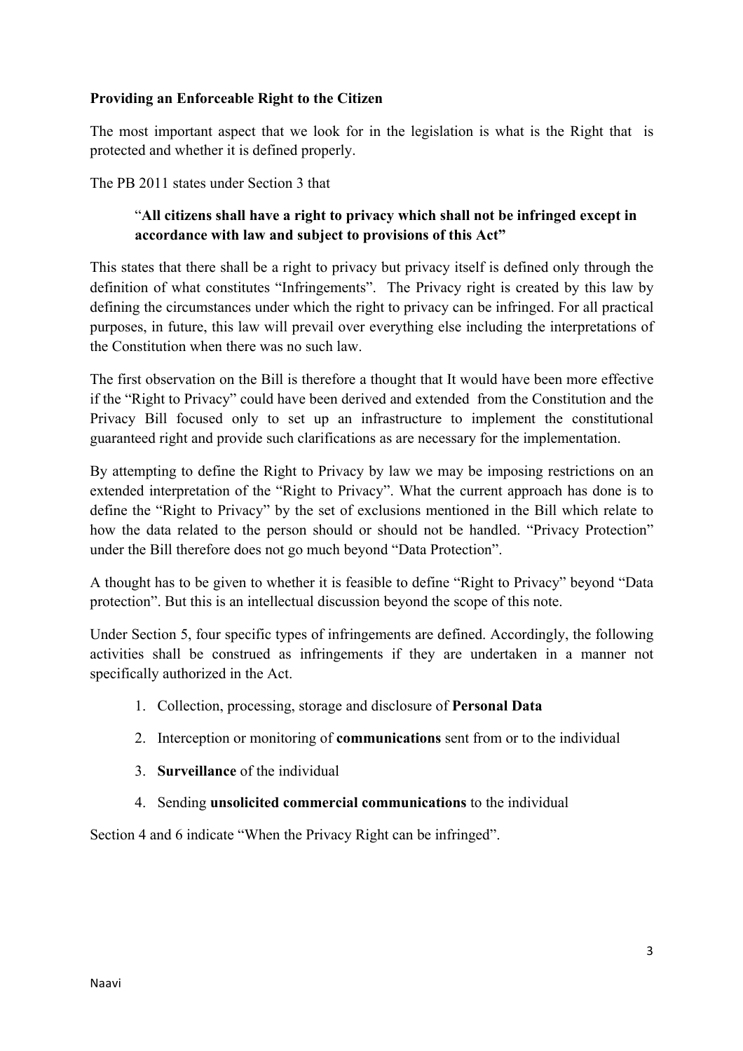**Providing an Enforceable Right to the Citizen**

The most important aspect that we look for in the legislation is what is the Right that is protected and whether it is defined properly.

The PB 2011 states under Section 3 that

> "**All citizens shall have a right to privacy which shall not be infringed except in accordance with law and subject to provisions of this Act"**

This states that there shall be a right to privacy but privacy itself is defined only through the definition of what constitutes "Infringements". The Privacy right is created by this law by defining the circumstances under which the right to privacy can be infringed. For all practical purposes, in future, this law will prevail over everything else including the interpretations of the Constitution when there was no such law.

The first observation on the Bill is therefore a thought that It would have been more effective if the "Right to Privacy" could have been derived and extended from the Constitution and the Privacy Bill focused only to set up an infrastructure to implement the constitutional guaranteed right and provide such clarifications as are necessary for the implementation.

By attempting to define the Right to Privacy by law we may be imposing restrictions on an extended interpretation of the "Right to Privacy". What the current approach has done is to define the "Right to Privacy" by the set of exclusions mentioned in the Bill which relate to how the data related to the person should or should not be handled. "Privacy Protection" under the Bill therefore does not go much beyond "Data Protection".

A thought has to be given to whether it is feasible to define "Right to Privacy" beyond "Data protection". But this is an intellectual discussion beyond the scope of this note.

Under Section 5, four specific types of infringements are defined. Accordingly, the following activities shall be construed as infringements if they are undertaken in a manner not specifically authorized in the Act.

1. Collection, processing, storage and disclosure of **Personal Data**
2. Interception or monitoring of **communications** sent from or to the individual
3. **Surveillance** of the individual
4. Sending **unsolicited commercial communications** to the individual

Section 4 and 6 indicate "When the Privacy Right can be infringed".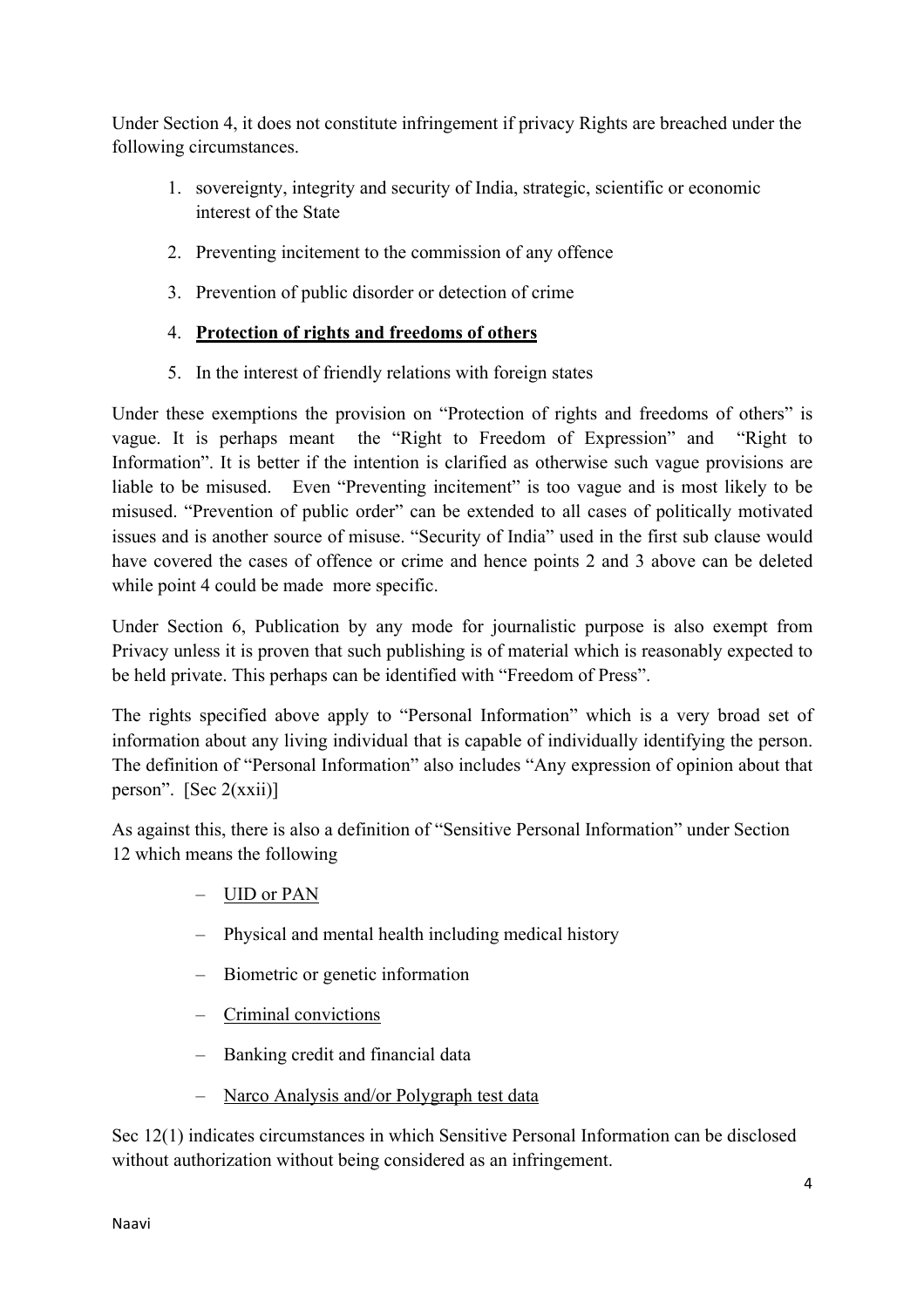Under Section 4, it does not constitute infringement if privacy Rights are breached under the following circumstances.

1. sovereignty, integrity and security of India, strategic, scientific or economic interest of the State
2. Preventing incitement to the commission of any offence
3. Prevention of public disorder or detection of crime
4. **<u>Protection of rights and freedoms of others</u>**
5. In the interest of friendly relations with foreign states

Under these exemptions the provision on "Protection of rights and freedoms of others" is vague. It is perhaps meant the "Right to Freedom of Expression" and "Right to Information". It is better if the intention is clarified as otherwise such vague provisions are liable to be misused. Even "Preventing incitement" is too vague and is most likely to be misused. "Prevention of public order" can be extended to all cases of politically motivated issues and is another source of misuse. "Security of India" used in the first sub clause would have covered the cases of offence or crime and hence points 2 and 3 above can be deleted while point 4 could be made more specific.

Under Section 6, Publication by any mode for journalistic purpose is also exempt from Privacy unless it is proven that such publishing is of material which is reasonably expected to be held private. This perhaps can be identified with "Freedom of Press".

The rights specified above apply to "Personal Information" which is a very broad set of information about any living individual that is capable of individually identifying the person. The definition of "Personal Information" also includes "Any expression of opinion about that person". [Sec 2(xxii)]

As against this, there is also a definition of "Sensitive Personal Information" under Section 12 which means the following

- <u>UID or PAN</u>
- Physical and mental health including medical history
- Biometric or genetic information
- <u>Criminal convictions</u>
- Banking credit and financial data
- <u>Narco Analysis and/or Polygraph test data</u>

Sec 12(1) indicates circumstances in which Sensitive Personal Information can be disclosed without authorization without being considered as an infringement.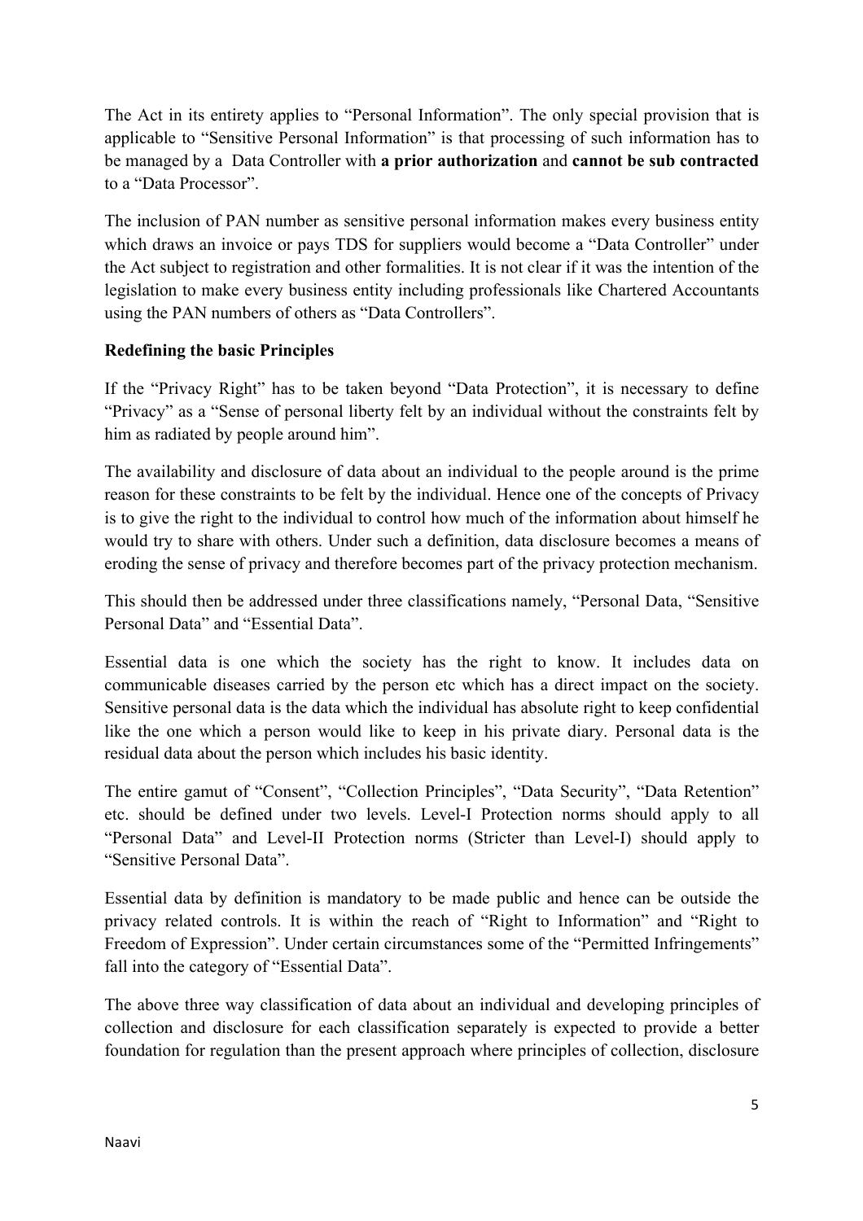The Act in its entirety applies to "Personal Information". The only special provision that is applicable to "Sensitive Personal Information" is that processing of such information has to be managed by a  Data Controller with **a prior authorization** and **cannot be sub contracted** to a "Data Processor".

The inclusion of PAN number as sensitive personal information makes every business entity which draws an invoice or pays TDS for suppliers would become a "Data Controller" under the Act subject to registration and other formalities. It is not clear if it was the intention of the legislation to make every business entity including professionals like Chartered Accountants using the PAN numbers of others as "Data Controllers".

**Redefining the basic Principles**

If the "Privacy Right" has to be taken beyond "Data Protection", it is necessary to define "Privacy" as a "Sense of personal liberty felt by an individual without the constraints felt by him as radiated by people around him".

The availability and disclosure of data about an individual to the people around is the prime reason for these constraints to be felt by the individual. Hence one of the concepts of Privacy is to give the right to the individual to control how much of the information about himself he would try to share with others. Under such a definition, data disclosure becomes a means of eroding the sense of privacy and therefore becomes part of the privacy protection mechanism.

This should then be addressed under three classifications namely, "Personal Data, "Sensitive Personal Data" and "Essential Data".

Essential data is one which the society has the right to know. It includes data on communicable diseases carried by the person etc which has a direct impact on the society. Sensitive personal data is the data which the individual has absolute right to keep confidential like the one which a person would like to keep in his private diary. Personal data is the residual data about the person which includes his basic identity.

The entire gamut of "Consent", "Collection Principles", "Data Security", "Data Retention" etc. should be defined under two levels. Level-I Protection norms should apply to all "Personal Data" and Level-II Protection norms (Stricter than Level-I) should apply to "Sensitive Personal Data".

Essential data by definition is mandatory to be made public and hence can be outside the privacy related controls. It is within the reach of "Right to Information" and "Right to Freedom of Expression". Under certain circumstances some of the "Permitted Infringements" fall into the category of "Essential Data".

The above three way classification of data about an individual and developing principles of collection and disclosure for each classification separately is expected to provide a better foundation for regulation than the present approach where principles of collection, disclosure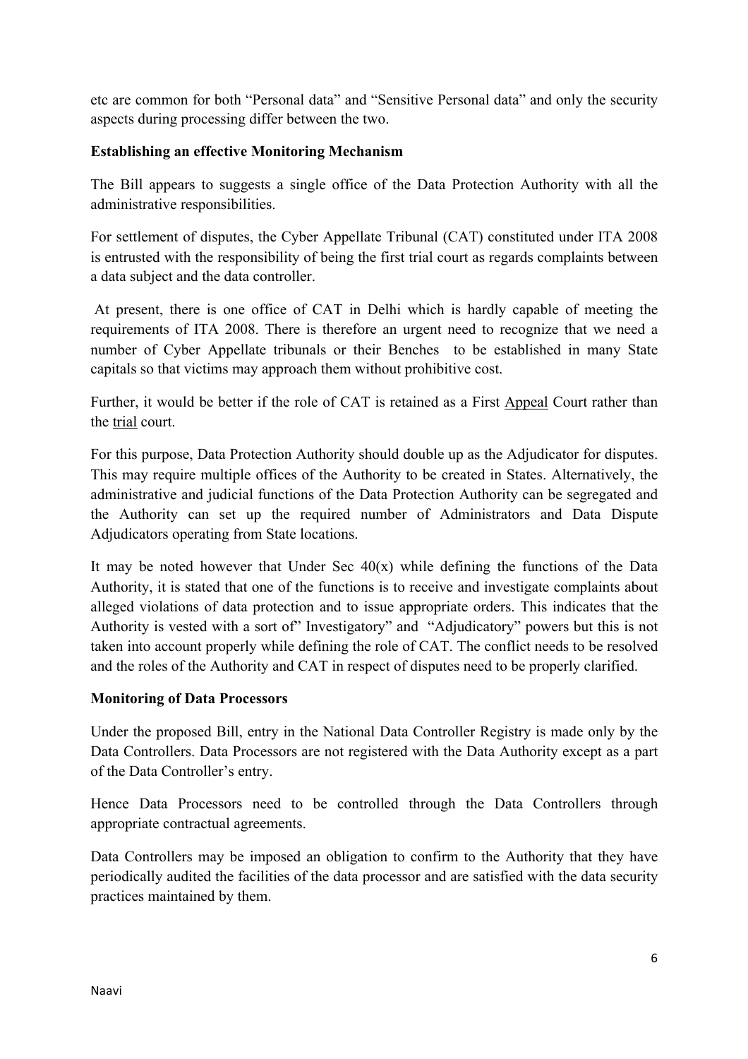etc are common for both "Personal data" and "Sensitive Personal data" and only the security aspects during processing differ between the two.

**Establishing an effective Monitoring Mechanism**

The Bill appears to suggests a single office of the Data Protection Authority with all the administrative responsibilities.

For settlement of disputes, the Cyber Appellate Tribunal (CAT) constituted under ITA 2008 is entrusted with the responsibility of being the first trial court as regards complaints between a data subject and the data controller.

At present, there is one office of CAT in Delhi which is hardly capable of meeting the requirements of ITA 2008. There is therefore an urgent need to recognize that we need a number of Cyber Appellate tribunals or their Benches to be established in many State capitals so that victims may approach them without prohibitive cost.

Further, it would be better if the role of CAT is retained as a First <u>Appeal</u> Court rather than the <u>trial</u> court.

For this purpose, Data Protection Authority should double up as the Adjudicator for disputes. This may require multiple offices of the Authority to be created in States. Alternatively, the administrative and judicial functions of the Data Protection Authority can be segregated and the Authority can set up the required number of Administrators and Data Dispute Adjudicators operating from State locations.

It may be noted however that Under Sec 40(x) while defining the functions of the Data Authority, it is stated that one of the functions is to receive and investigate complaints about alleged violations of data protection and to issue appropriate orders. This indicates that the Authority is vested with a sort of" Investigatory" and "Adjudicatory" powers but this is not taken into account properly while defining the role of CAT. The conflict needs to be resolved and the roles of the Authority and CAT in respect of disputes need to be properly clarified.

**Monitoring of Data Processors**

Under the proposed Bill, entry in the National Data Controller Registry is made only by the Data Controllers. Data Processors are not registered with the Data Authority except as a part of the Data Controller's entry.

Hence Data Processors need to be controlled through the Data Controllers through appropriate contractual agreements.

Data Controllers may be imposed an obligation to confirm to the Authority that they have periodically audited the facilities of the data processor and are satisfied with the data security practices maintained by them.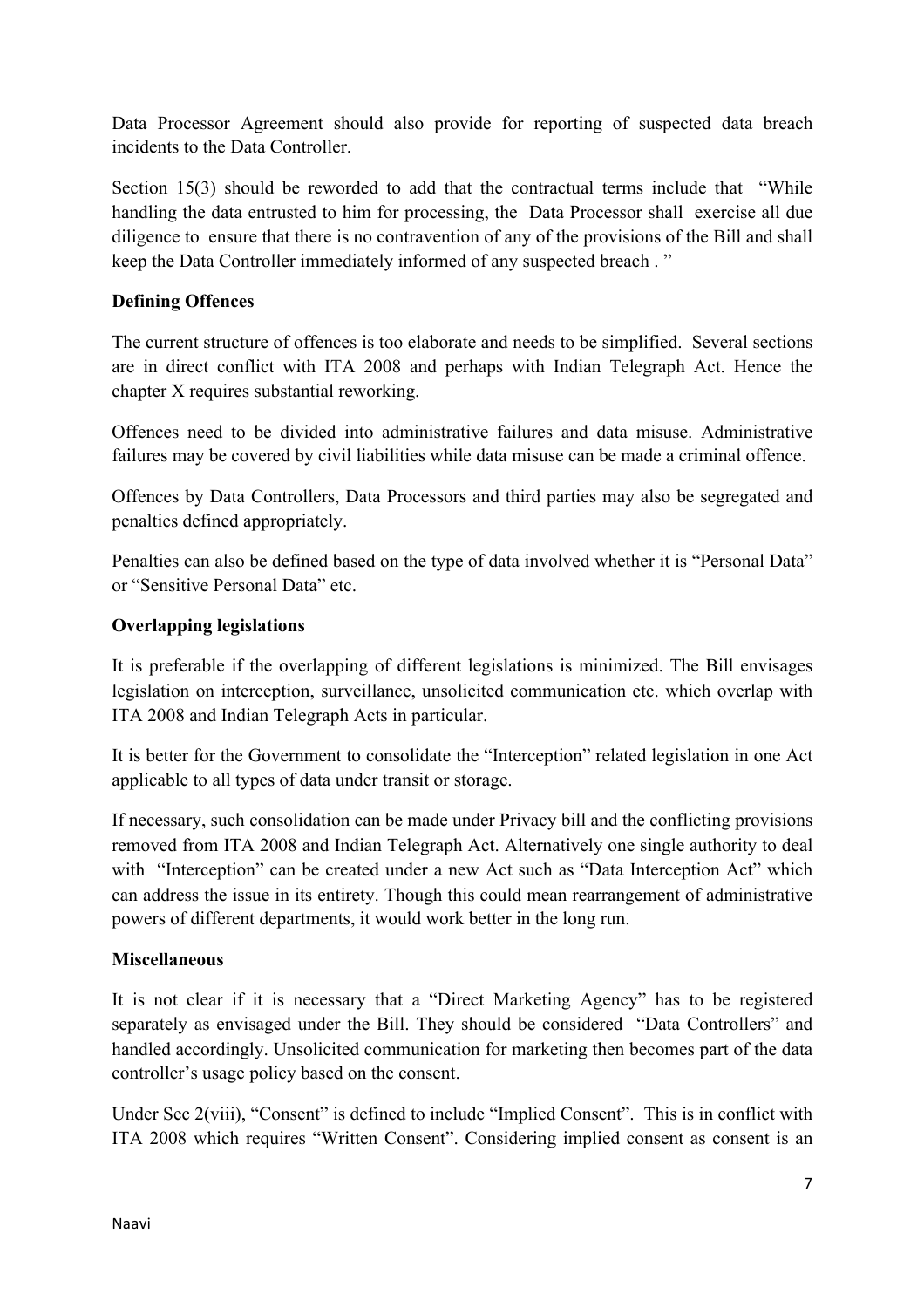Data Processor Agreement should also provide for reporting of suspected data breach incidents to the Data Controller.

Section 15(3) should be reworded to add that the contractual terms include that "While handling the data entrusted to him for processing, the Data Processor shall exercise all due diligence to ensure that there is no contravention of any of the provisions of the Bill and shall keep the Data Controller immediately informed of any suspected breach . "

**Defining Offences**

The current structure of offences is too elaborate and needs to be simplified. Several sections are in direct conflict with ITA 2008 and perhaps with Indian Telegraph Act. Hence the chapter X requires substantial reworking.

Offences need to be divided into administrative failures and data misuse. Administrative failures may be covered by civil liabilities while data misuse can be made a criminal offence.

Offences by Data Controllers, Data Processors and third parties may also be segregated and penalties defined appropriately.

Penalties can also be defined based on the type of data involved whether it is "Personal Data" or "Sensitive Personal Data" etc.

**Overlapping legislations**

It is preferable if the overlapping of different legislations is minimized. The Bill envisages legislation on interception, surveillance, unsolicited communication etc. which overlap with ITA 2008 and Indian Telegraph Acts in particular.

It is better for the Government to consolidate the "Interception" related legislation in one Act applicable to all types of data under transit or storage.

If necessary, such consolidation can be made under Privacy bill and the conflicting provisions removed from ITA 2008 and Indian Telegraph Act. Alternatively one single authority to deal with "Interception" can be created under a new Act such as "Data Interception Act" which can address the issue in its entirety. Though this could mean rearrangement of administrative powers of different departments, it would work better in the long run.

**Miscellaneous**

It is not clear if it is necessary that a "Direct Marketing Agency" has to be registered separately as envisaged under the Bill. They should be considered "Data Controllers" and handled accordingly. Unsolicited communication for marketing then becomes part of the data controller's usage policy based on the consent.

Under Sec 2(viii), "Consent" is defined to include "Implied Consent". This is in conflict with ITA 2008 which requires "Written Consent". Considering implied consent as consent is an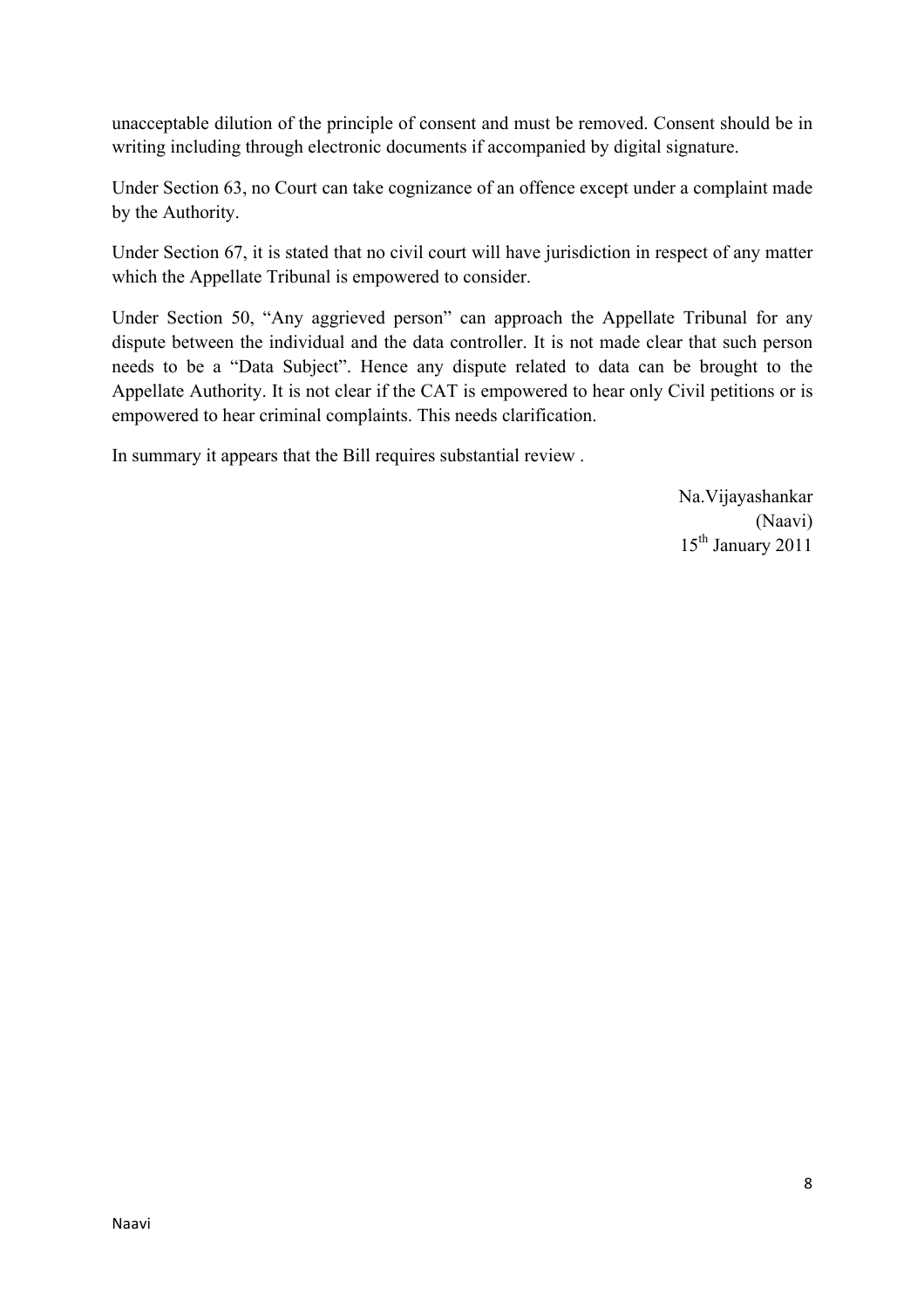unacceptable dilution of the principle of consent and must be removed. Consent should be in writing including through electronic documents if accompanied by digital signature.

Under Section 63, no Court can take cognizance of an offence except under a complaint made by the Authority.

Under Section 67, it is stated that no civil court will have jurisdiction in respect of any matter which the Appellate Tribunal is empowered to consider.

Under Section 50, "Any aggrieved person" can approach the Appellate Tribunal for any dispute between the individual and the data controller. It is not made clear that such person needs to be a "Data Subject". Hence any dispute related to data can be brought to the Appellate Authority. It is not clear if the CAT is empowered to hear only Civil petitions or is empowered to hear criminal complaints. This needs clarification.

In summary it appears that the Bill requires substantial review .

Na.Vijayashankar
(Naavi)
15th January 2011